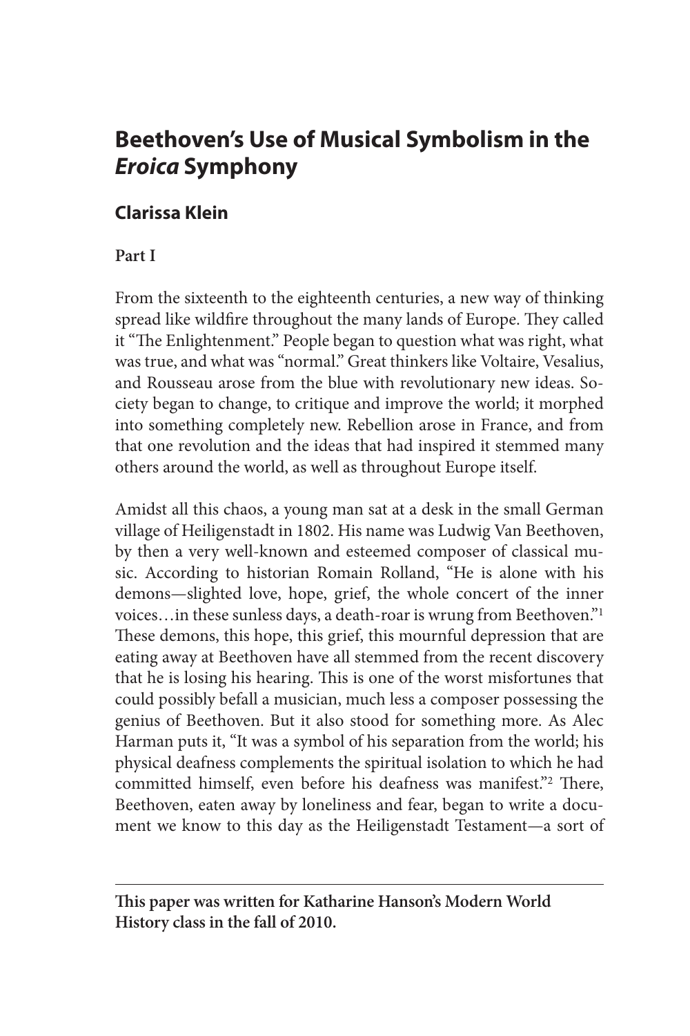# Beethoven's Use of Musical Symbolism in the *Eroica* Symphony

## Clarissa Klein

**Part I**

From the sixteenth to the eighteenth centuries, a new way of thinking spread like wildfire throughout the many lands of Europe. They called it "The Enlightenment." People began to question what was right, what was true, and what was "normal." Great thinkers like Voltaire, Vesalius, and Rousseau arose from the blue with revolutionary new ideas. Society began to change, to critique and improve the world; it morphed into something completely new. Rebellion arose in France, and from that one revolution and the ideas that had inspired it stemmed many others around the world, as well as throughout Europe itself.

Amidst all this chaos, a young man sat at a desk in the small German village of Heiligenstadt in 1802. His name was Ludwig Van Beethoven, by then a very well-known and esteemed composer of classical music. According to historian Romain Rolland, "He is alone with his demons—slighted love, hope, grief, the whole concert of the inner voices…in these sunless days, a death-roar is wrung from Beethoven."[1] These demons, this hope, this grief, this mournful depression that are eating away at Beethoven have all stemmed from the recent discovery that he is losing his hearing. This is one of the worst misfortunes that could possibly befall a musician, much less a composer possessing the genius of Beethoven. But it also stood for something more. As Alec Harman puts it, "It was a symbol of his separation from the world; his physical deafness complements the spiritual isolation to which he had committed himself, even before his deafness was manifest."[2] There, Beethoven, eaten away by loneliness and fear, began to write a document we know to this day as the Heiligenstadt Testament—a sort of

---

**This paper was written for Katharine Hanson's Modern World History class in the fall of 2010.**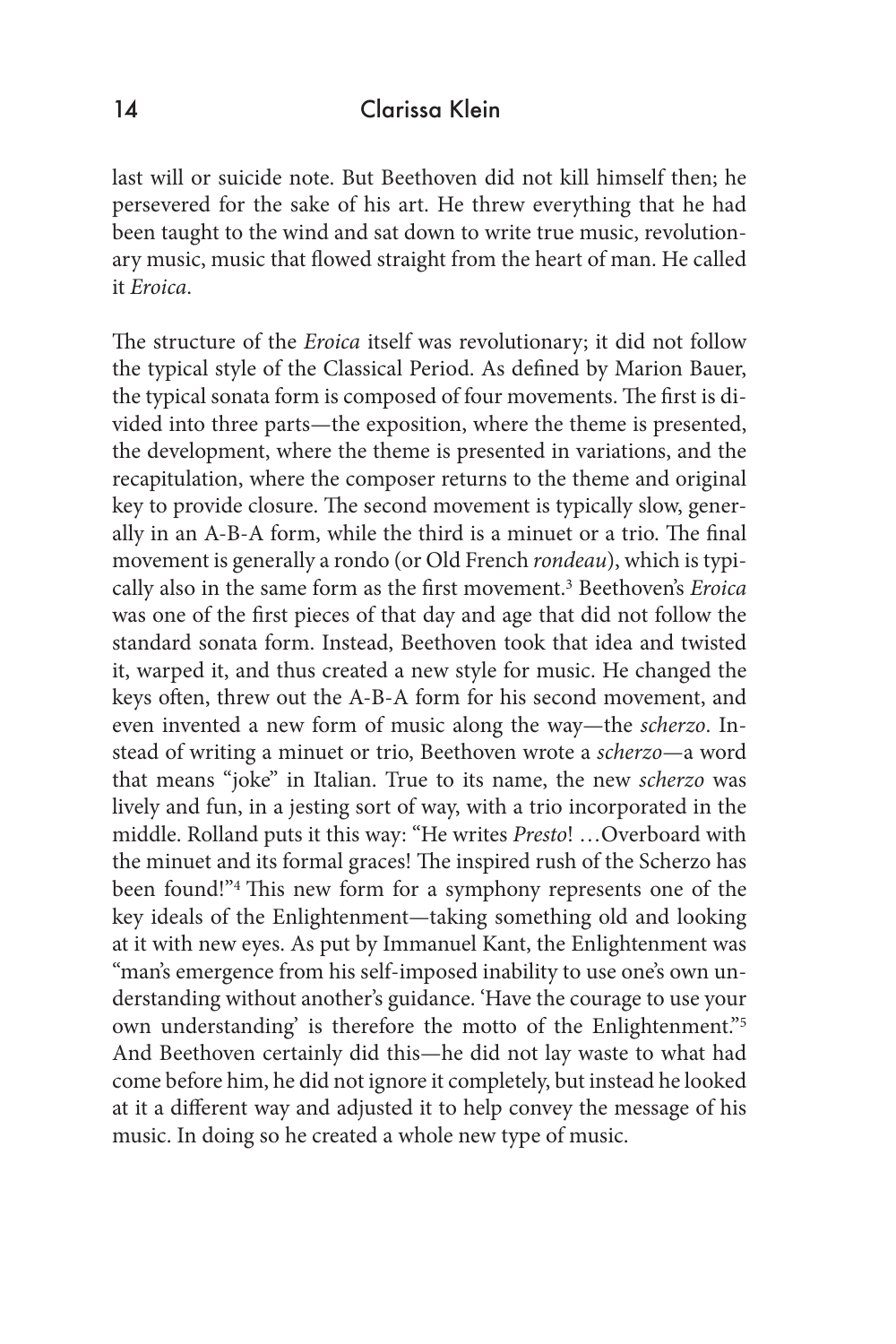last will or suicide note. But Beethoven did not kill himself then; he persevered for the sake of his art. He threw everything that he had been taught to the wind and sat down to write true music, revolutionary music, music that flowed straight from the heart of man. He called it *Eroica*.

The structure of the *Eroica* itself was revolutionary; it did not follow the typical style of the Classical Period. As defined by Marion Bauer, the typical sonata form is composed of four movements. The first is divided into three parts—the exposition, where the theme is presented, the development, where the theme is presented in variations, and the recapitulation, where the composer returns to the theme and original key to provide closure. The second movement is typically slow, generally in an A-B-A form, while the third is a minuet or a trio. The final movement is generally a rondo (or Old French *rondeau*), which is typically also in the same form as the first movement.[3] Beethoven's *Eroica* was one of the first pieces of that day and age that did not follow the standard sonata form. Instead, Beethoven took that idea and twisted it, warped it, and thus created a new style for music. He changed the keys often, threw out the A-B-A form for his second movement, and even invented a new form of music along the way—the *scherzo*. Instead of writing a minuet or trio, Beethoven wrote a *scherzo*—a word that means "joke" in Italian. True to its name, the new *scherzo* was lively and fun, in a jesting sort of way, with a trio incorporated in the middle. Rolland puts it this way: "He writes *Presto*! …Overboard with the minuet and its formal graces! The inspired rush of the Scherzo has been found!"[4] This new form for a symphony represents one of the key ideals of the Enlightenment—taking something old and looking at it with new eyes. As put by Immanuel Kant, the Enlightenment was "man's emergence from his self-imposed inability to use one's own understanding without another's guidance. 'Have the courage to use your own understanding' is therefore the motto of the Enlightenment."[5] And Beethoven certainly did this—he did not lay waste to what had come before him, he did not ignore it completely, but instead he looked at it a different way and adjusted it to help convey the message of his music. In doing so he created a whole new type of music.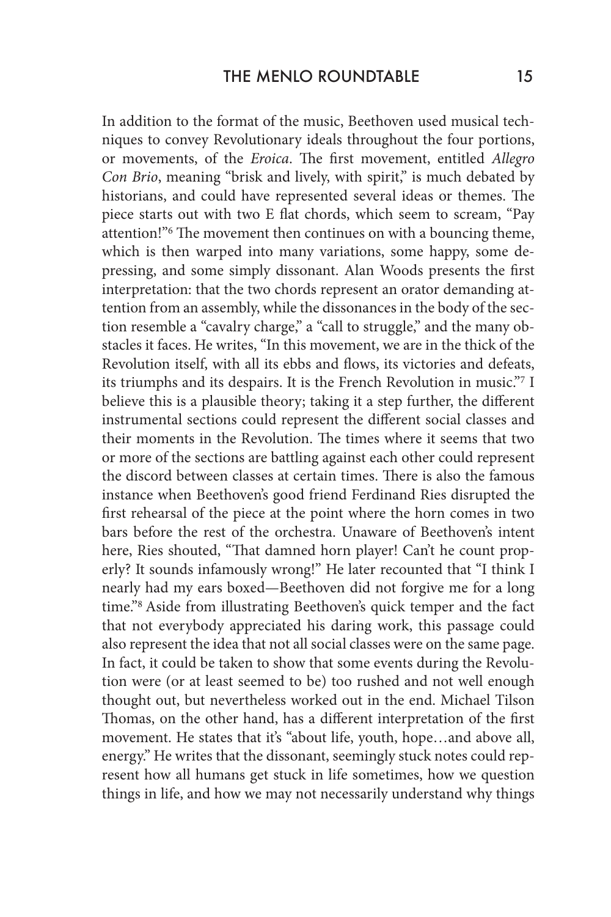In addition to the format of the music, Beethoven used musical techniques to convey Revolutionary ideals throughout the four portions, or movements, of the *Eroica*. The first movement, entitled *Allegro Con Brio*, meaning "brisk and lively, with spirit," is much debated by historians, and could have represented several ideas or themes. The piece starts out with two E flat chords, which seem to scream, "Pay attention!"[6] The movement then continues on with a bouncing theme, which is then warped into many variations, some happy, some depressing, and some simply dissonant. Alan Woods presents the first interpretation: that the two chords represent an orator demanding attention from an assembly, while the dissonances in the body of the section resemble a "cavalry charge," a "call to struggle," and the many obstacles it faces. He writes, "In this movement, we are in the thick of the Revolution itself, with all its ebbs and flows, its victories and defeats, its triumphs and its despairs. It is the French Revolution in music."[7] I believe this is a plausible theory; taking it a step further, the different instrumental sections could represent the different social classes and their moments in the Revolution. The times where it seems that two or more of the sections are battling against each other could represent the discord between classes at certain times. There is also the famous instance when Beethoven's good friend Ferdinand Ries disrupted the first rehearsal of the piece at the point where the horn comes in two bars before the rest of the orchestra. Unaware of Beethoven's intent here, Ries shouted, "That damned horn player! Can't he count properly? It sounds infamously wrong!" He later recounted that "I think I nearly had my ears boxed—Beethoven did not forgive me for a long time."[8] Aside from illustrating Beethoven's quick temper and the fact that not everybody appreciated his daring work, this passage could also represent the idea that not all social classes were on the same page. In fact, it could be taken to show that some events during the Revolution were (or at least seemed to be) too rushed and not well enough thought out, but nevertheless worked out in the end. Michael Tilson Thomas, on the other hand, has a different interpretation of the first movement. He states that it's "about life, youth, hope…and above all, energy." He writes that the dissonant, seemingly stuck notes could represent how all humans get stuck in life sometimes, how we question things in life, and how we may not necessarily understand why things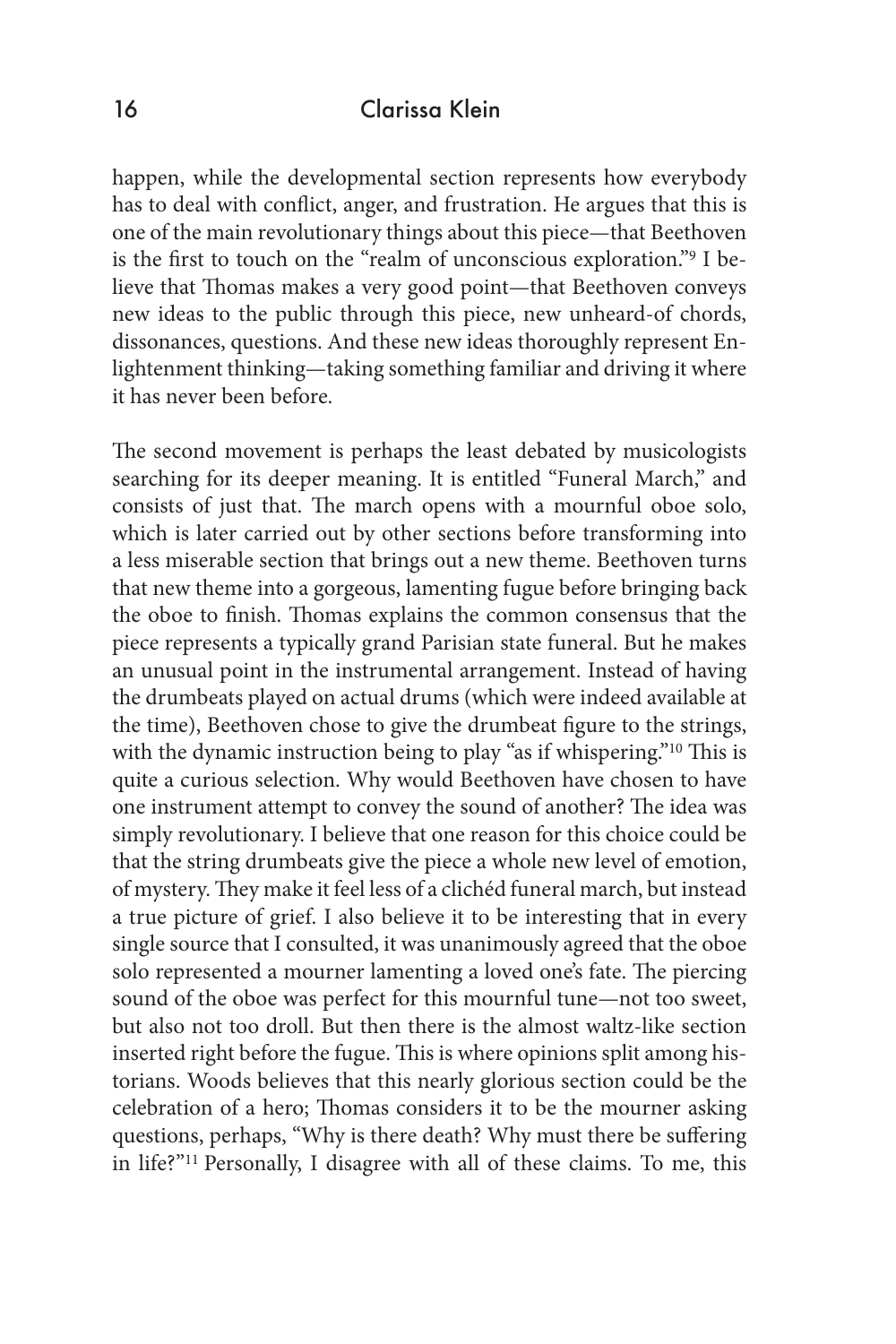happen, while the developmental section represents how everybody has to deal with conflict, anger, and frustration. He argues that this is one of the main revolutionary things about this piece—that Beethoven is the first to touch on the "realm of unconscious exploration."[9] I believe that Thomas makes a very good point—that Beethoven conveys new ideas to the public through this piece, new unheard-of chords, dissonances, questions. And these new ideas thoroughly represent Enlightenment thinking—taking something familiar and driving it where it has never been before.

The second movement is perhaps the least debated by musicologists searching for its deeper meaning. It is entitled "Funeral March," and consists of just that. The march opens with a mournful oboe solo, which is later carried out by other sections before transforming into a less miserable section that brings out a new theme. Beethoven turns that new theme into a gorgeous, lamenting fugue before bringing back the oboe to finish. Thomas explains the common consensus that the piece represents a typically grand Parisian state funeral. But he makes an unusual point in the instrumental arrangement. Instead of having the drumbeats played on actual drums (which were indeed available at the time), Beethoven chose to give the drumbeat figure to the strings, with the dynamic instruction being to play "as if whispering."[10] This is quite a curious selection. Why would Beethoven have chosen to have one instrument attempt to convey the sound of another? The idea was simply revolutionary. I believe that one reason for this choice could be that the string drumbeats give the piece a whole new level of emotion, of mystery. They make it feel less of a clichéd funeral march, but instead a true picture of grief. I also believe it to be interesting that in every single source that I consulted, it was unanimously agreed that the oboe solo represented a mourner lamenting a loved one's fate. The piercing sound of the oboe was perfect for this mournful tune—not too sweet, but also not too droll. But then there is the almost waltz-like section inserted right before the fugue. This is where opinions split among historians. Woods believes that this nearly glorious section could be the celebration of a hero; Thomas considers it to be the mourner asking questions, perhaps, "Why is there death? Why must there be suffering in life?"[11] Personally, I disagree with all of these claims. To me, this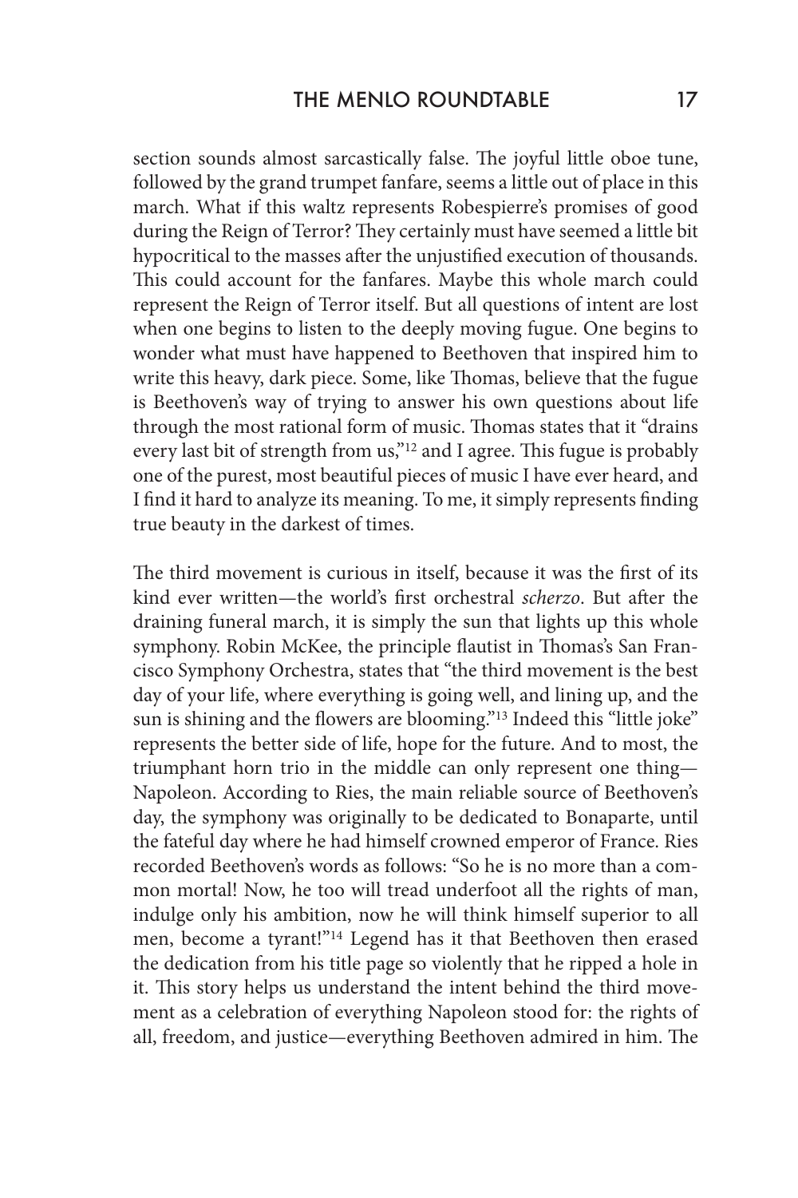section sounds almost sarcastically false. The joyful little oboe tune, followed by the grand trumpet fanfare, seems a little out of place in this march. What if this waltz represents Robespierre's promises of good during the Reign of Terror? They certainly must have seemed a little bit hypocritical to the masses after the unjustified execution of thousands. This could account for the fanfares. Maybe this whole march could represent the Reign of Terror itself. But all questions of intent are lost when one begins to listen to the deeply moving fugue. One begins to wonder what must have happened to Beethoven that inspired him to write this heavy, dark piece. Some, like Thomas, believe that the fugue is Beethoven's way of trying to answer his own questions about life through the most rational form of music. Thomas states that it "drains every last bit of strength from us,"[12] and I agree. This fugue is probably one of the purest, most beautiful pieces of music I have ever heard, and I find it hard to analyze its meaning. To me, it simply represents finding true beauty in the darkest of times.

The third movement is curious in itself, because it was the first of its kind ever written—the world's first orchestral *scherzo*. But after the draining funeral march, it is simply the sun that lights up this whole symphony. Robin McKee, the principle flautist in Thomas's San Francisco Symphony Orchestra, states that "the third movement is the best day of your life, where everything is going well, and lining up, and the sun is shining and the flowers are blooming."[13] Indeed this "little joke" represents the better side of life, hope for the future. And to most, the triumphant horn trio in the middle can only represent one thing—Napoleon. According to Ries, the main reliable source of Beethoven's day, the symphony was originally to be dedicated to Bonaparte, until the fateful day where he had himself crowned emperor of France. Ries recorded Beethoven's words as follows: "So he is no more than a common mortal! Now, he too will tread underfoot all the rights of man, indulge only his ambition, now he will think himself superior to all men, become a tyrant!"[14] Legend has it that Beethoven then erased the dedication from his title page so violently that he ripped a hole in it. This story helps us understand the intent behind the third movement as a celebration of everything Napoleon stood for: the rights of all, freedom, and justice—everything Beethoven admired in him. The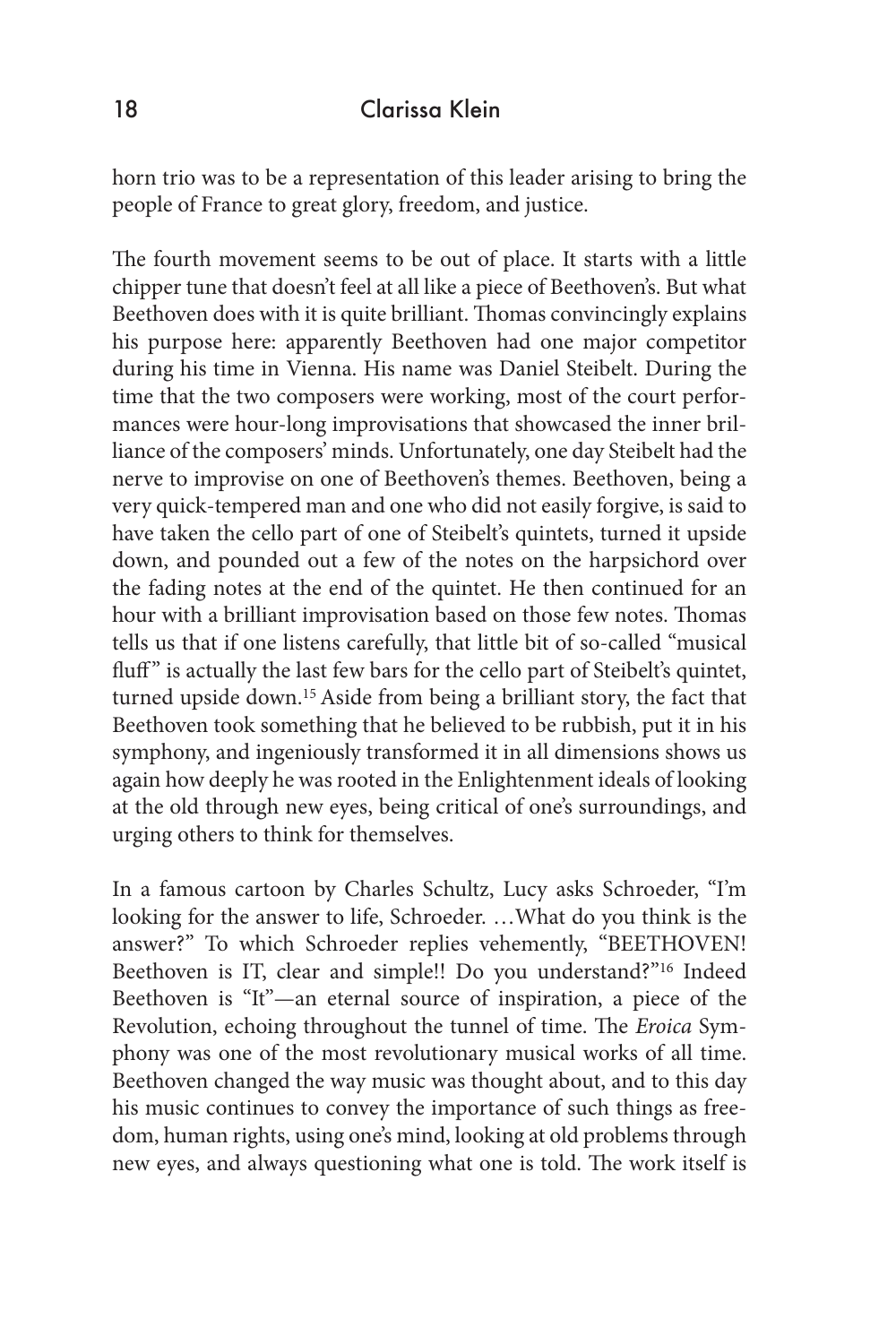horn trio was to be a representation of this leader arising to bring the people of France to great glory, freedom, and justice.

The fourth movement seems to be out of place. It starts with a little chipper tune that doesn't feel at all like a piece of Beethoven's. But what Beethoven does with it is quite brilliant. Thomas convincingly explains his purpose here: apparently Beethoven had one major competitor during his time in Vienna. His name was Daniel Steibelt. During the time that the two composers were working, most of the court performances were hour-long improvisations that showcased the inner brilliance of the composers' minds. Unfortunately, one day Steibelt had the nerve to improvise on one of Beethoven's themes. Beethoven, being a very quick-tempered man and one who did not easily forgive, is said to have taken the cello part of one of Steibelt's quintets, turned it upside down, and pounded out a few of the notes on the harpsichord over the fading notes at the end of the quintet. He then continued for an hour with a brilliant improvisation based on those few notes. Thomas tells us that if one listens carefully, that little bit of so-called "musical fluff" is actually the last few bars for the cello part of Steibelt's quintet, turned upside down.[15] Aside from being a brilliant story, the fact that Beethoven took something that he believed to be rubbish, put it in his symphony, and ingeniously transformed it in all dimensions shows us again how deeply he was rooted in the Enlightenment ideals of looking at the old through new eyes, being critical of one's surroundings, and urging others to think for themselves.

In a famous cartoon by Charles Schultz, Lucy asks Schroeder, "I'm looking for the answer to life, Schroeder. …What do you think is the answer?" To which Schroeder replies vehemently, "BEETHOVEN! Beethoven is IT, clear and simple!! Do you understand?"[16] Indeed Beethoven is "It"—an eternal source of inspiration, a piece of the Revolution, echoing throughout the tunnel of time. The *Eroica* Symphony was one of the most revolutionary musical works of all time. Beethoven changed the way music was thought about, and to this day his music continues to convey the importance of such things as freedom, human rights, using one's mind, looking at old problems through new eyes, and always questioning what one is told. The work itself is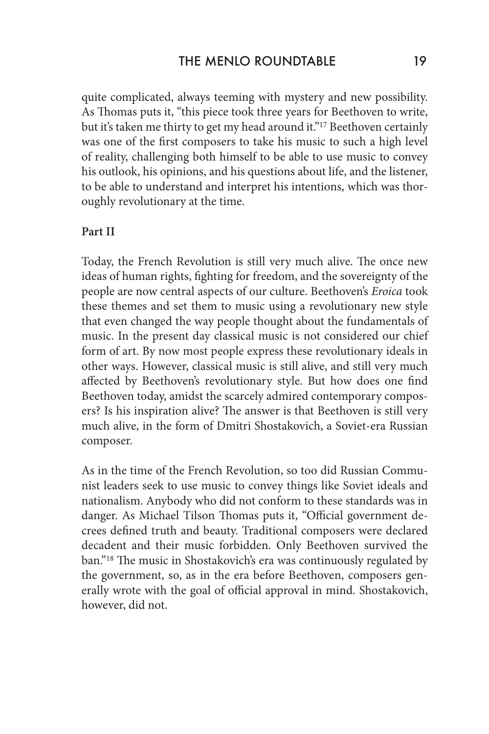quite complicated, always teeming with mystery and new possibility. As Thomas puts it, "this piece took three years for Beethoven to write, but it's taken me thirty to get my head around it."[17] Beethoven certainly was one of the first composers to take his music to such a high level of reality, challenging both himself to be able to use music to convey his outlook, his opinions, and his questions about life, and the listener, to be able to understand and interpret his intentions, which was thoroughly revolutionary at the time.

**Part II**

Today, the French Revolution is still very much alive. The once new ideas of human rights, fighting for freedom, and the sovereignty of the people are now central aspects of our culture. Beethoven's *Eroica* took these themes and set them to music using a revolutionary new style that even changed the way people thought about the fundamentals of music. In the present day classical music is not considered our chief form of art. By now most people express these revolutionary ideals in other ways. However, classical music is still alive, and still very much affected by Beethoven's revolutionary style. But how does one find Beethoven today, amidst the scarcely admired contemporary composers? Is his inspiration alive? The answer is that Beethoven is still very much alive, in the form of Dmitri Shostakovich, a Soviet-era Russian composer.

As in the time of the French Revolution, so too did Russian Communist leaders seek to use music to convey things like Soviet ideals and nationalism. Anybody who did not conform to these standards was in danger. As Michael Tilson Thomas puts it, "Official government decrees defined truth and beauty. Traditional composers were declared decadent and their music forbidden. Only Beethoven survived the ban."[18] The music in Shostakovich's era was continuously regulated by the government, so, as in the era before Beethoven, composers generally wrote with the goal of official approval in mind. Shostakovich, however, did not.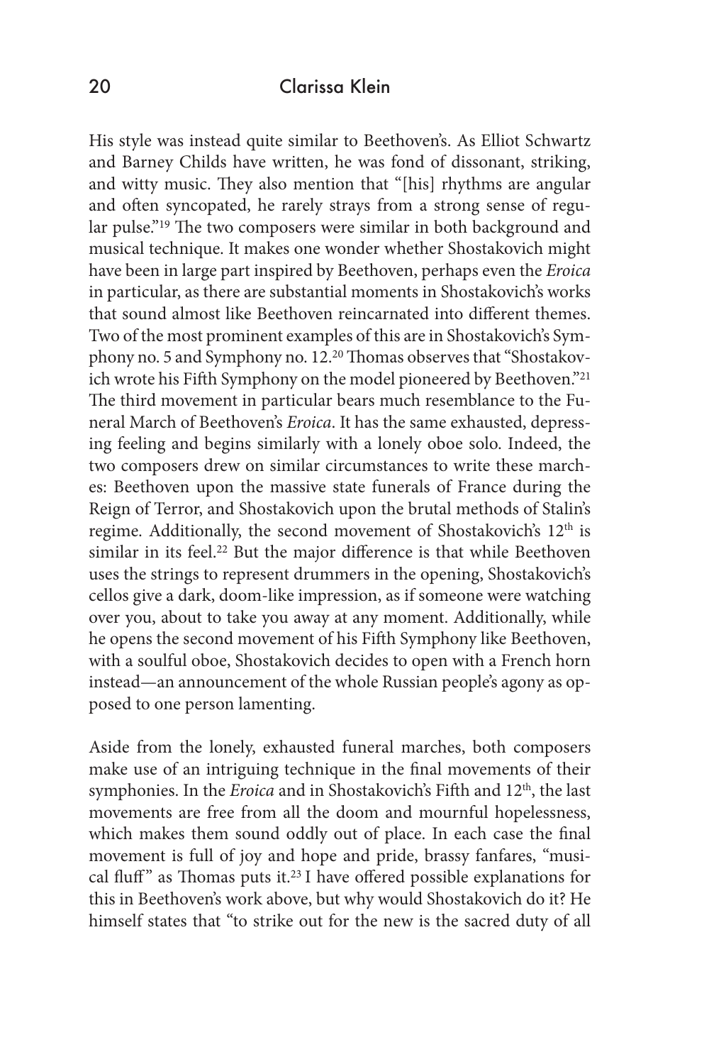His style was instead quite similar to Beethoven's. As Elliot Schwartz and Barney Childs have written, he was fond of dissonant, striking, and witty music. They also mention that "[his] rhythms are angular and often syncopated, he rarely strays from a strong sense of regular pulse."[19] The two composers were similar in both background and musical technique. It makes one wonder whether Shostakovich might have been in large part inspired by Beethoven, perhaps even the *Eroica* in particular, as there are substantial moments in Shostakovich's works that sound almost like Beethoven reincarnated into different themes. Two of the most prominent examples of this are in Shostakovich's Symphony no. 5 and Symphony no. 12.[20] Thomas observes that "Shostakovich wrote his Fifth Symphony on the model pioneered by Beethoven."[21] The third movement in particular bears much resemblance to the Funeral March of Beethoven's *Eroica*. It has the same exhausted, depressing feeling and begins similarly with a lonely oboe solo. Indeed, the two composers drew on similar circumstances to write these marches: Beethoven upon the massive state funerals of France during the Reign of Terror, and Shostakovich upon the brutal methods of Stalin's regime. Additionally, the second movement of Shostakovich's 12th is similar in its feel.[22] But the major difference is that while Beethoven uses the strings to represent drummers in the opening, Shostakovich's cellos give a dark, doom-like impression, as if someone were watching over you, about to take you away at any moment. Additionally, while he opens the second movement of his Fifth Symphony like Beethoven, with a soulful oboe, Shostakovich decides to open with a French horn instead—an announcement of the whole Russian people's agony as opposed to one person lamenting.

Aside from the lonely, exhausted funeral marches, both composers make use of an intriguing technique in the final movements of their symphonies. In the *Eroica* and in Shostakovich's Fifth and 12th, the last movements are free from all the doom and mournful hopelessness, which makes them sound oddly out of place. In each case the final movement is full of joy and hope and pride, brassy fanfares, "musical fluff" as Thomas puts it.[23] I have offered possible explanations for this in Beethoven's work above, but why would Shostakovich do it? He himself states that "to strike out for the new is the sacred duty of all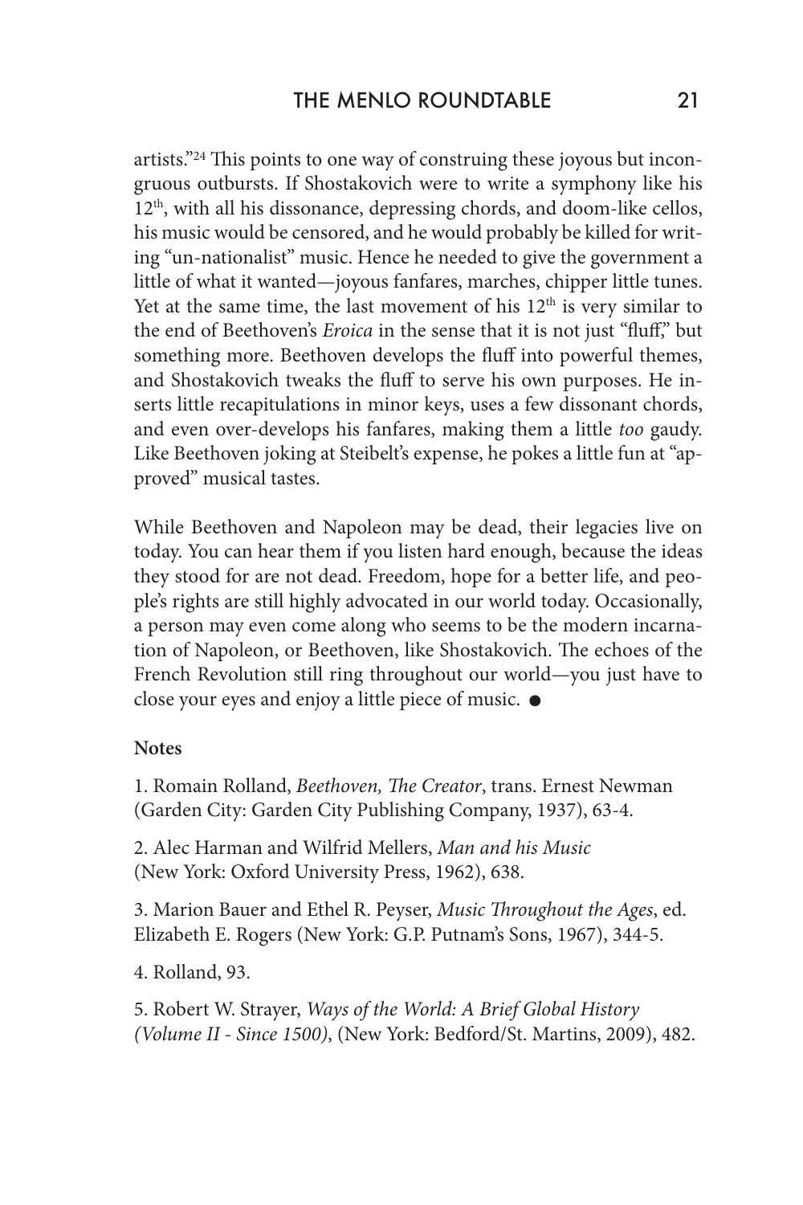artists."[24] This points to one way of construing these joyous but incongruous outbursts. If Shostakovich were to write a symphony like his $12^{th}$, with all his dissonance, depressing chords, and doom-like cellos, his music would be censored, and he would probably be killed for writing "un-nationalist" music. Hence he needed to give the government a little of what it wanted—joyous fanfares, marches, chipper little tunes. Yet at the same time, the last movement of his $12^{th}$ is very similar to the end of Beethoven's *Eroica* in the sense that it is not just "fluff," but something more. Beethoven develops the fluff into powerful themes, and Shostakovich tweaks the fluff to serve his own purposes. He inserts little recapitulations in minor keys, uses a few dissonant chords, and even over-develops his fanfares, making them a little *too* gaudy. Like Beethoven joking at Steibelt's expense, he pokes a little fun at "approved" musical tastes.

While Beethoven and Napoleon may be dead, their legacies live on today. You can hear them if you listen hard enough, because the ideas they stood for are not dead. Freedom, hope for a better life, and people's rights are still highly advocated in our world today. Occasionally, a person may even come along who seems to be the modern incarnation of Napoleon, or Beethoven, like Shostakovich. The echoes of the French Revolution still ring throughout our world—you just have to close your eyes and enjoy a little piece of music. ●

**Notes**

1. Romain Rolland, *Beethoven, The Creator*, trans. Ernest Newman (Garden City: Garden City Publishing Company, 1937), 63-4.

2. Alec Harman and Wilfrid Mellers, *Man and his Music* (New York: Oxford University Press, 1962), 638.

3. Marion Bauer and Ethel R. Peyser, *Music Throughout the Ages*, ed. Elizabeth E. Rogers (New York: G.P. Putnam's Sons, 1967), 344-5.

4. Rolland, 93.

5. Robert W. Strayer, *Ways of the World: A Brief Global History (Volume II - Since 1500)*, (New York: Bedford/St. Martins, 2009), 482.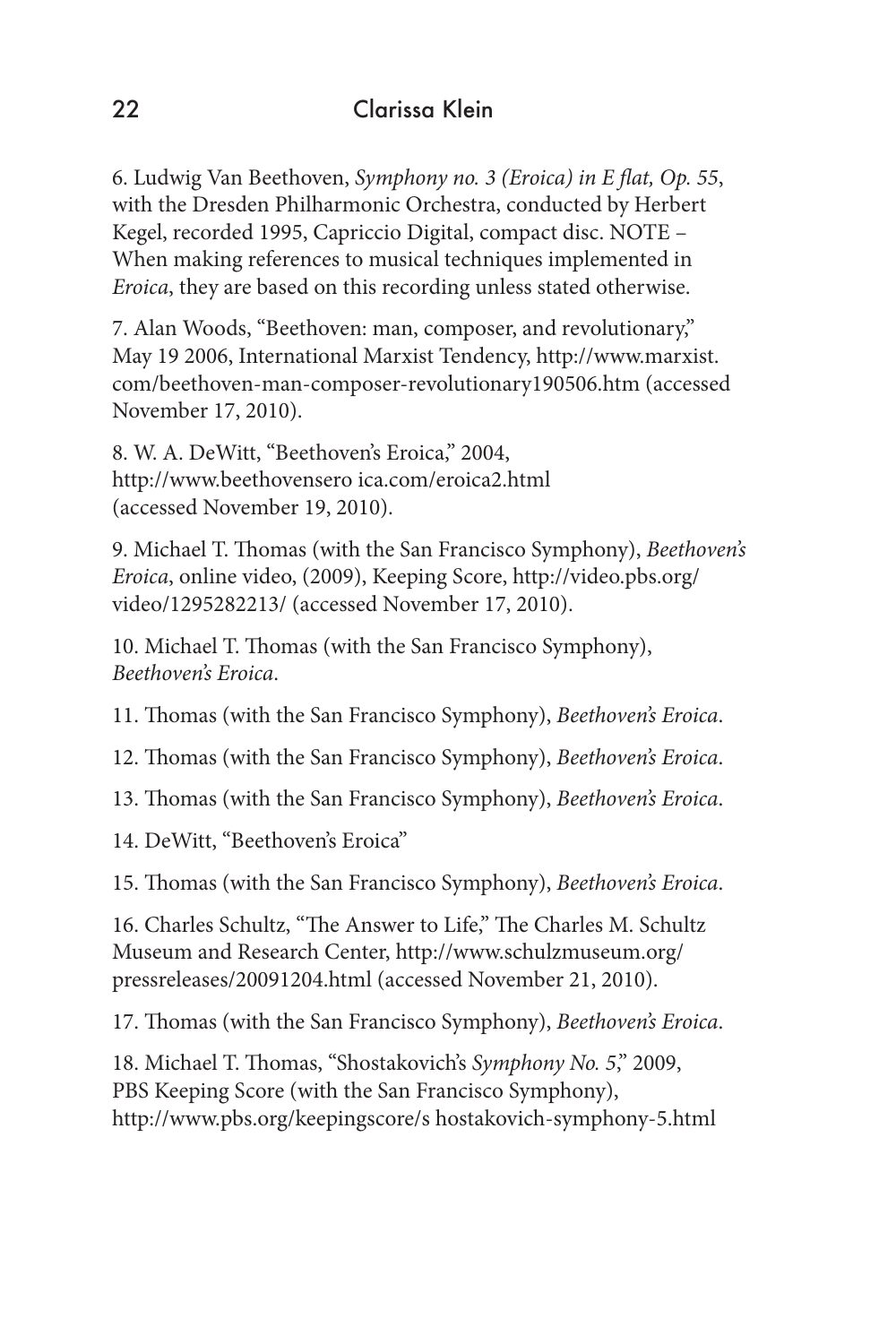6. Ludwig Van Beethoven, *Symphony no. 3 (Eroica) in E flat, Op. 55*, with the Dresden Philharmonic Orchestra, conducted by Herbert Kegel, recorded 1995, Capriccio Digital, compact disc. NOTE – When making references to musical techniques implemented in *Eroica*, they are based on this recording unless stated otherwise.

7. Alan Woods, "Beethoven: man, composer, and revolutionary," May 19 2006, International Marxist Tendency, http://www.marxist.com/beethoven-man-composer-revolutionary190506.htm (accessed November 17, 2010).

8. W. A. DeWitt, "Beethoven's Eroica," 2004, http://www.beethovensero ica.com/eroica2.html (accessed November 19, 2010).

9. Michael T. Thomas (with the San Francisco Symphony), *Beethoven's Eroica*, online video, (2009), Keeping Score, http://video.pbs.org/video/1295282213/ (accessed November 17, 2010).

10. Michael T. Thomas (with the San Francisco Symphony), *Beethoven's Eroica*.

11. Thomas (with the San Francisco Symphony), *Beethoven's Eroica*.

12. Thomas (with the San Francisco Symphony), *Beethoven's Eroica*.

13. Thomas (with the San Francisco Symphony), *Beethoven's Eroica*.

14. DeWitt, "Beethoven's Eroica"

15. Thomas (with the San Francisco Symphony), *Beethoven's Eroica*.

16. Charles Schultz, "The Answer to Life," The Charles M. Schultz Museum and Research Center, http://www.schulzmuseum.org/pressreleases/20091204.html (accessed November 21, 2010).

17. Thomas (with the San Francisco Symphony), *Beethoven's Eroica*.

18. Michael T. Thomas, "Shostakovich's *Symphony No. 5*," 2009, PBS Keeping Score (with the San Francisco Symphony), http://www.pbs.org/keepingscore/s hostakovich-symphony-5.html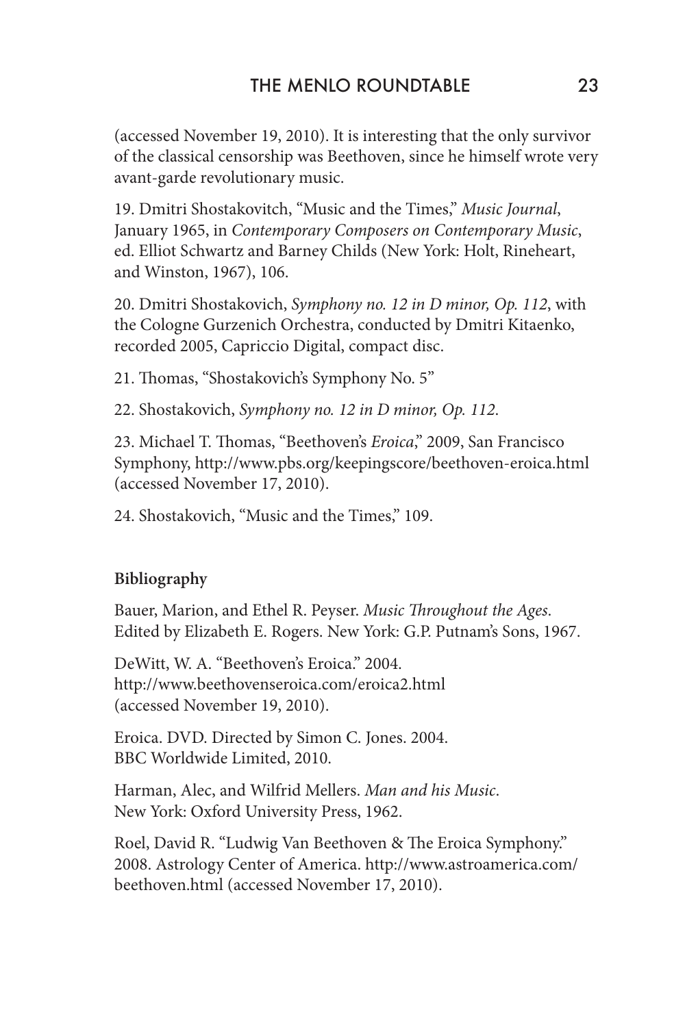(accessed November 19, 2010). It is interesting that the only survivor of the classical censorship was Beethoven, since he himself wrote very avant-garde revolutionary music.

19. Dmitri Shostakovitch, "Music and the Times," *Music Journal*, January 1965, in *Contemporary Composers on Contemporary Music*, ed. Elliot Schwartz and Barney Childs (New York: Holt, Rineheart, and Winston, 1967), 106.

20. Dmitri Shostakovich, *Symphony no. 12 in D minor, Op. 112*, with the Cologne Gurzenich Orchestra, conducted by Dmitri Kitaenko, recorded 2005, Capriccio Digital, compact disc.

21. Thomas, "Shostakovich's Symphony No. 5"

22. Shostakovich, *Symphony no. 12 in D minor, Op. 112*.

23. Michael T. Thomas, "Beethoven's *Eroica*," 2009, San Francisco Symphony, http://www.pbs.org/keepingscore/beethoven-eroica.html (accessed November 17, 2010).

24. Shostakovich, "Music and the Times," 109.

**Bibliography**

Bauer, Marion, and Ethel R. Peyser. *Music Throughout the Ages*. Edited by Elizabeth E. Rogers. New York: G.P. Putnam's Sons, 1967.

DeWitt, W. A. "Beethoven's Eroica." 2004. http://www.beethovenseroica.com/eroica2.html (accessed November 19, 2010).

Eroica. DVD. Directed by Simon C. Jones. 2004. BBC Worldwide Limited, 2010.

Harman, Alec, and Wilfrid Mellers. *Man and his Music*. New York: Oxford University Press, 1962.

Roel, David R. "Ludwig Van Beethoven & The Eroica Symphony." 2008. Astrology Center of America. http://www.astroamerica.com/beethoven.html (accessed November 17, 2010).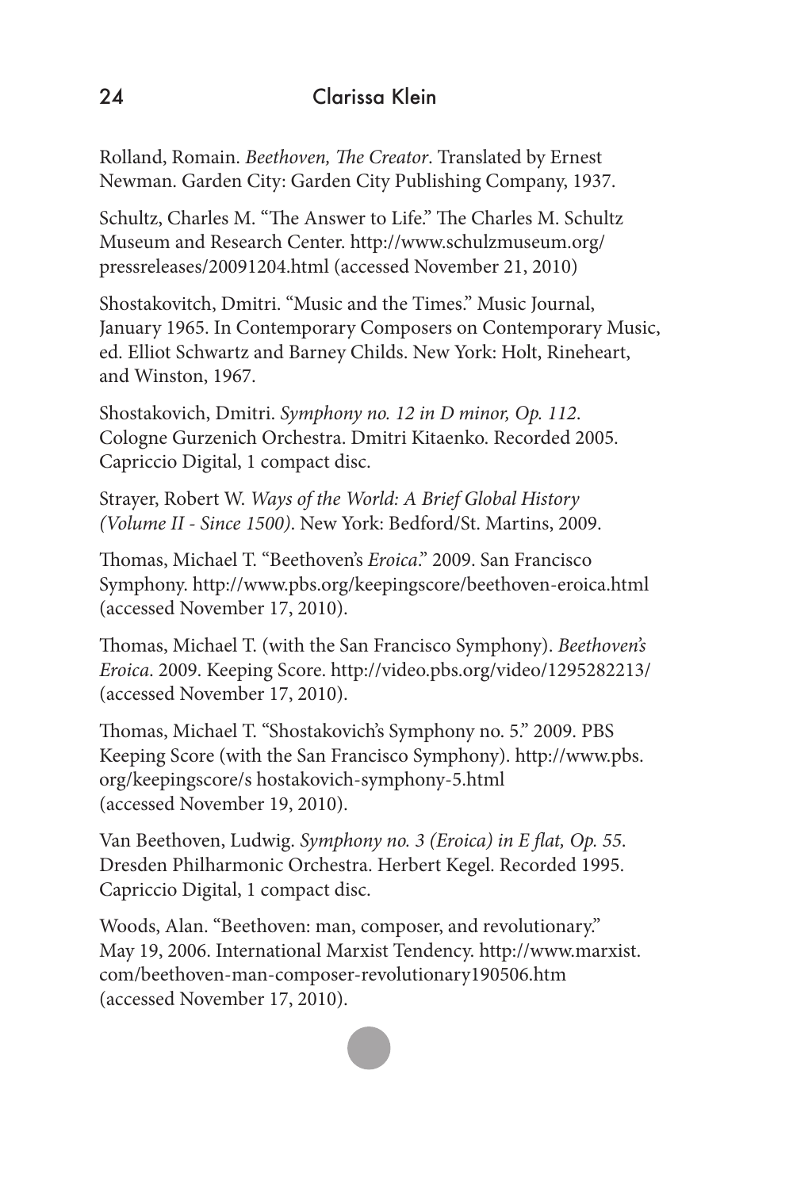Rolland, Romain. *Beethoven, The Creator*. Translated by Ernest Newman. Garden City: Garden City Publishing Company, 1937.

Schultz, Charles M. "The Answer to Life." The Charles M. Schultz Museum and Research Center. http://www.schulzmuseum.org/pressreleases/20091204.html (accessed November 21, 2010)

Shostakovitch, Dmitri. "Music and the Times." Music Journal, January 1965. In Contemporary Composers on Contemporary Music, ed. Elliot Schwartz and Barney Childs. New York: Holt, Rineheart, and Winston, 1967.

Shostakovich, Dmitri. *Symphony no. 12 in D minor, Op. 112*. Cologne Gurzenich Orchestra. Dmitri Kitaenko. Recorded 2005. Capriccio Digital, 1 compact disc.

Strayer, Robert W. *Ways of the World: A Brief Global History (Volume II - Since 1500)*. New York: Bedford/St. Martins, 2009.

Thomas, Michael T. "Beethoven's *Eroica*." 2009. San Francisco Symphony. http://www.pbs.org/keepingscore/beethoven-eroica.html (accessed November 17, 2010).

Thomas, Michael T. (with the San Francisco Symphony). *Beethoven's Eroica*. 2009. Keeping Score. http://video.pbs.org/video/1295282213/ (accessed November 17, 2010).

Thomas, Michael T. "Shostakovich's Symphony no. 5." 2009. PBS Keeping Score (with the San Francisco Symphony). http://www.pbs.org/keepingscore/s hostakovich-symphony-5.html (accessed November 19, 2010).

Van Beethoven, Ludwig. *Symphony no. 3 (Eroica) in E flat, Op. 55*. Dresden Philharmonic Orchestra. Herbert Kegel. Recorded 1995. Capriccio Digital, 1 compact disc.

Woods, Alan. "Beethoven: man, composer, and revolutionary." May 19, 2006. International Marxist Tendency. http://www.marxist.com/beethoven-man-composer-revolutionary190506.htm (accessed November 17, 2010).